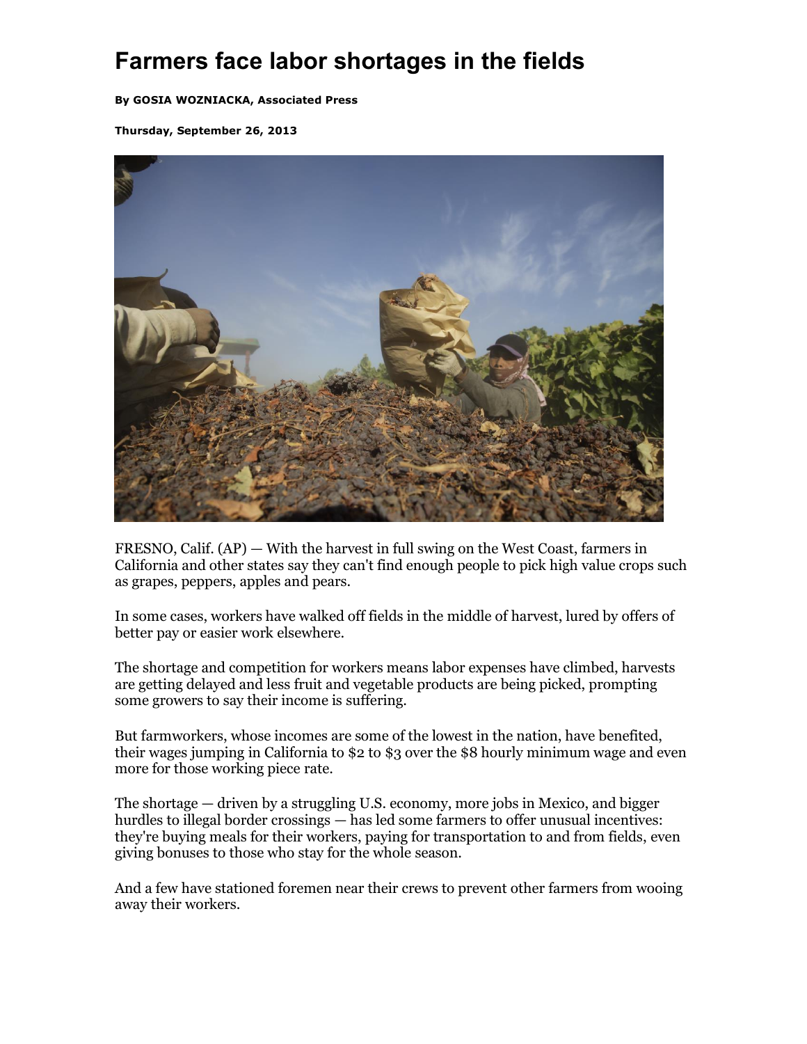# Farmers face labor shortages in the fields

**By GOSIA WOZNIACKA, Associated Press**

**Thursday, September 26, 2013**

FRESNO, Calif. (AP) — With the harvest in full swing on the West Coast, farmers in California and other states say they can't find enough people to pick high value crops such as grapes, peppers, apples and pears.

In some cases, workers have walked off fields in the middle of harvest, lured by offers of better pay or easier work elsewhere.

The shortage and competition for workers means labor expenses have climbed, harvests are getting delayed and less fruit and vegetable products are being picked, prompting some growers to say their income is suffering.

But farmworkers, whose incomes are some of the lowest in the nation, have benefited, their wages jumping in California to $2 to $3 over the $8 hourly minimum wage and even more for those working piece rate.

The shortage — driven by a struggling U.S. economy, more jobs in Mexico, and bigger hurdles to illegal border crossings — has led some farmers to offer unusual incentives: they're buying meals for their workers, paying for transportation to and from fields, even giving bonuses to those who stay for the whole season.

And a few have stationed foremen near their crews to prevent other farmers from wooing away their workers.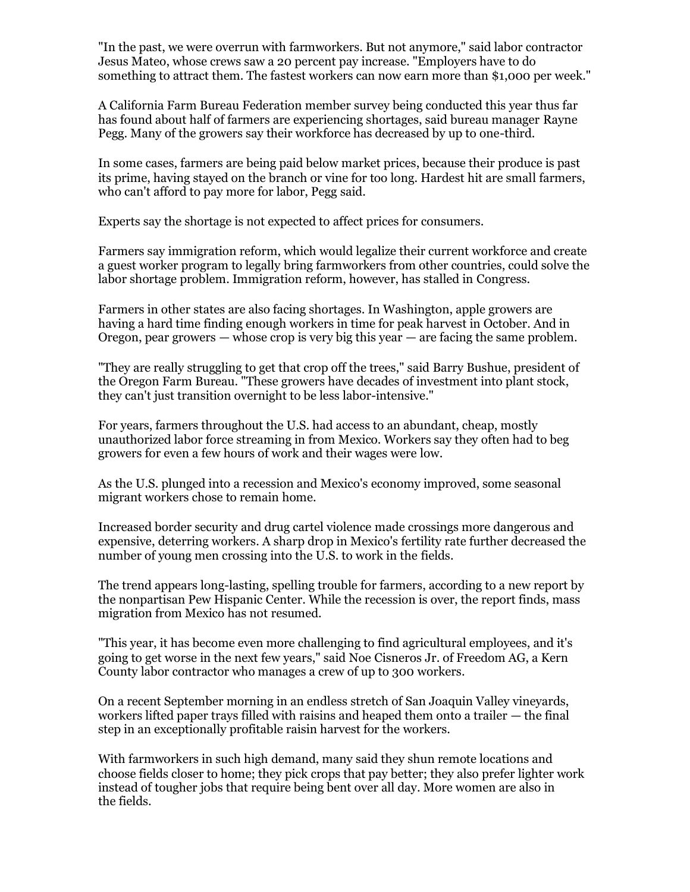"In the past, we were overrun with farmworkers. But not anymore," said labor contractor Jesus Mateo, whose crews saw a 20 percent pay increase. "Employers have to do something to attract them. The fastest workers can now earn more than $1,000 per week."

A California Farm Bureau Federation member survey being conducted this year thus far has found about half of farmers are experiencing shortages, said bureau manager Rayne Pegg. Many of the growers say their workforce has decreased by up to one-third.

In some cases, farmers are being paid below market prices, because their produce is past its prime, having stayed on the branch or vine for too long. Hardest hit are small farmers, who can't afford to pay more for labor, Pegg said.

Experts say the shortage is not expected to affect prices for consumers.

Farmers say immigration reform, which would legalize their current workforce and create a guest worker program to legally bring farmworkers from other countries, could solve the labor shortage problem. Immigration reform, however, has stalled in Congress.

Farmers in other states are also facing shortages. In Washington, apple growers are having a hard time finding enough workers in time for peak harvest in October. And in Oregon, pear growers — whose crop is very big this year — are facing the same problem.

"They are really struggling to get that crop off the trees," said Barry Bushue, president of the Oregon Farm Bureau. "These growers have decades of investment into plant stock, they can't just transition overnight to be less labor-intensive."

For years, farmers throughout the U.S. had access to an abundant, cheap, mostly unauthorized labor force streaming in from Mexico. Workers say they often had to beg growers for even a few hours of work and their wages were low.

As the U.S. plunged into a recession and Mexico's economy improved, some seasonal migrant workers chose to remain home.

Increased border security and drug cartel violence made crossings more dangerous and expensive, deterring workers. A sharp drop in Mexico's fertility rate further decreased the number of young men crossing into the U.S. to work in the fields.

The trend appears long-lasting, spelling trouble for farmers, according to a new report by the nonpartisan Pew Hispanic Center. While the recession is over, the report finds, mass migration from Mexico has not resumed.

"This year, it has become even more challenging to find agricultural employees, and it's going to get worse in the next few years," said Noe Cisneros Jr. of Freedom AG, a Kern County labor contractor who manages a crew of up to 300 workers.

On a recent September morning in an endless stretch of San Joaquin Valley vineyards, workers lifted paper trays filled with raisins and heaped them onto a trailer — the final step in an exceptionally profitable raisin harvest for the workers.

With farmworkers in such high demand, many said they shun remote locations and choose fields closer to home; they pick crops that pay better; they also prefer lighter work instead of tougher jobs that require being bent over all day. More women are also in the fields.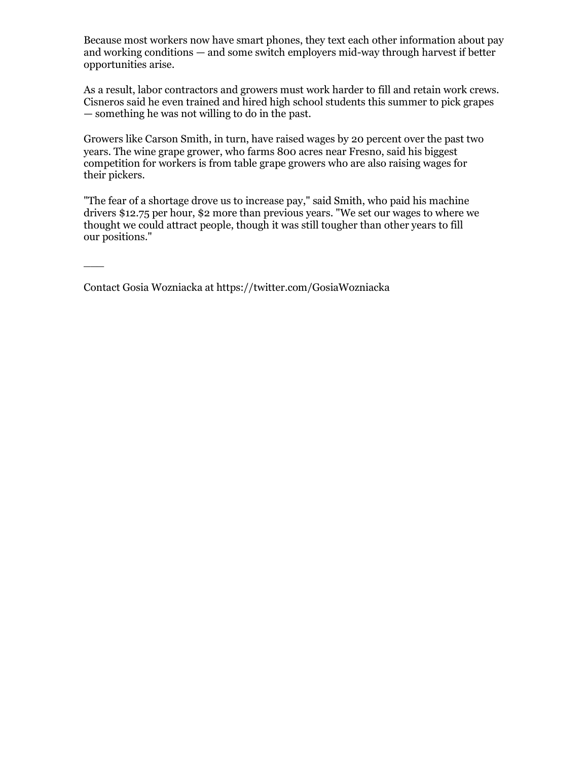Because most workers now have smart phones, they text each other information about pay and working conditions — and some switch employers mid-way through harvest if better opportunities arise.

As a result, labor contractors and growers must work harder to fill and retain work crews. Cisneros said he even trained and hired high school students this summer to pick grapes — something he was not willing to do in the past.

Growers like Carson Smith, in turn, have raised wages by 20 percent over the past two years. The wine grape grower, who farms 800 acres near Fresno, said his biggest competition for workers is from table grape growers who are also raising wages for their pickers.

"The fear of a shortage drove us to increase pay," said Smith, who paid his machine drivers $12.75 per hour, $2 more than previous years. "We set our wages to where we thought we could attract people, though it was still tougher than other years to fill our positions."

\_\_\_

Contact Gosia Wozniacka at https://twitter.com/GosiaWozniacka